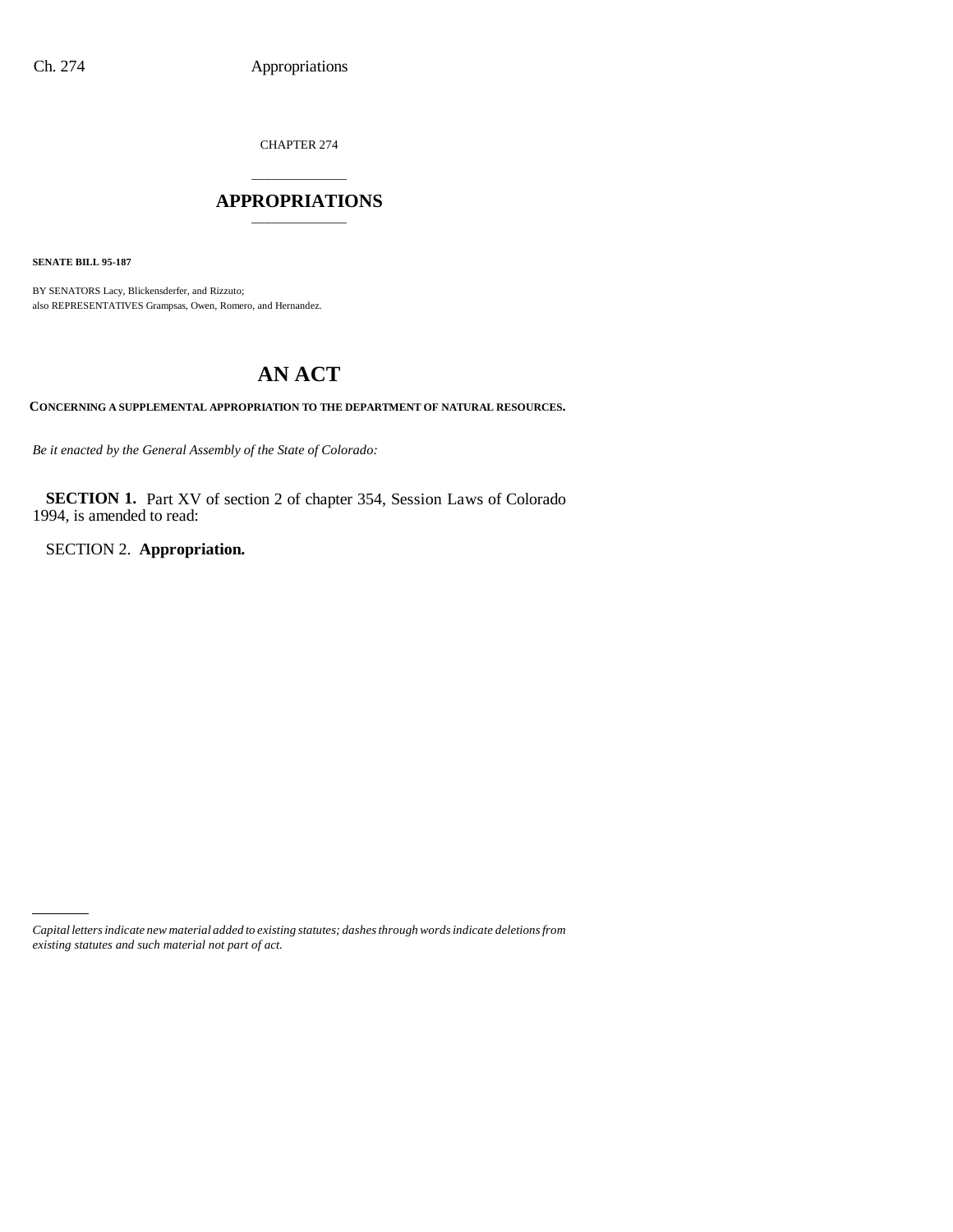CHAPTER 274

# APPROPRIATIONS

**SENATE BILL 95-187**

BY SENATORS Lacy, Blickensderfer, and Rizzuto;
also REPRESENTATIVES Grampsas, Owen, Romero, and Hernandez.

## AN ACT

**CONCERNING A SUPPLEMENTAL APPROPRIATION TO THE DEPARTMENT OF NATURAL RESOURCES.**

*Be it enacted by the General Assembly of the State of Colorado:*

**SECTION 1.** Part XV of section 2 of chapter 354, Session Laws of Colorado 1994, is amended to read:

SECTION 2. **Appropriation.**

*Capital letters indicate new material added to existing statutes; dashes through words indicate deletions from existing statutes and such material not part of act.*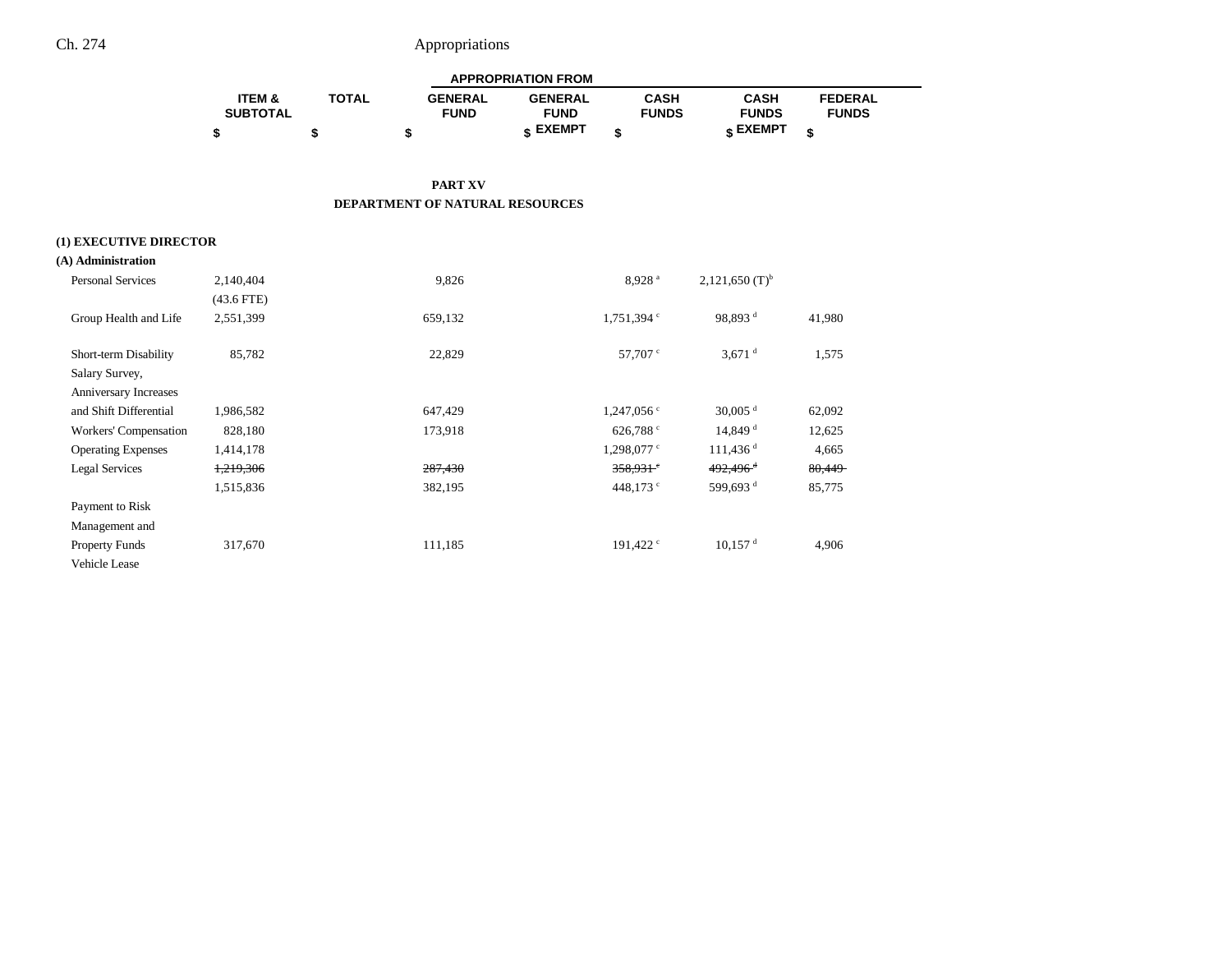| | ITEM & SUBTOTAL | TOTAL | APPROPRIATION FROM GENERAL FUND | GENERAL FUND EXEMPT | CASH FUNDS | CASH FUNDS EXEMPT | FEDERAL FUNDS |
|---|---|---|---|---|---|---|---|
| | $ | $ | $ | $ | $ | $ | $ |

## PART XV
## DEPARTMENT OF NATURAL RESOURCES

**(1) EXECUTIVE DIRECTOR**

**(A) Administration**

| | ITEM & SUBTOTAL | TOTAL | GENERAL FUND | GENERAL FUND EXEMPT | CASH FUNDS | CASH FUNDS EXEMPT | FEDERAL FUNDS |
|---|---|---|---|---|---|---|---|
| Personal Services | 2,140,404 | | 9,826 | | 8,928 [a] | 2,121,650 (T)[b] | |
| | (43.6 FTE) | | | | | | |
| Group Health and Life | 2,551,399 | | 659,132 | | 1,751,394 [c] | 98,893 [d] | 41,980 |
| Short-term Disability | 85,782 | | 22,829 | | 57,707 [c] | 3,671 [d] | 1,575 |
| Salary Survey, Anniversary Increases and Shift Differential | 1,986,582 | | 647,429 | | 1,247,056 [c] | 30,005 [d] | 62,092 |
| Workers' Compensation | 828,180 | | 173,918 | | 626,788 [c] | 14,849 [d] | 12,625 |
| Operating Expenses | 1,414,178 | | | | 1,298,077 [c] | 111,436 [d] | 4,665 |
| Legal Services | ~~1,219,306~~ | | ~~287,430~~ | | ~~358,931 [c]~~ | ~~492,496 [d]~~ | ~~80,449~~ |
| | 1,515,836 | | 382,195 | | 448,173 [c] | 599,693 [d] | 85,775 |
| Payment to Risk Management and Property Funds | 317,670 | | 111,185 | | 191,422 [c] | 10,157 [d] | 4,906 |
| Vehicle Lease | | | | | | | |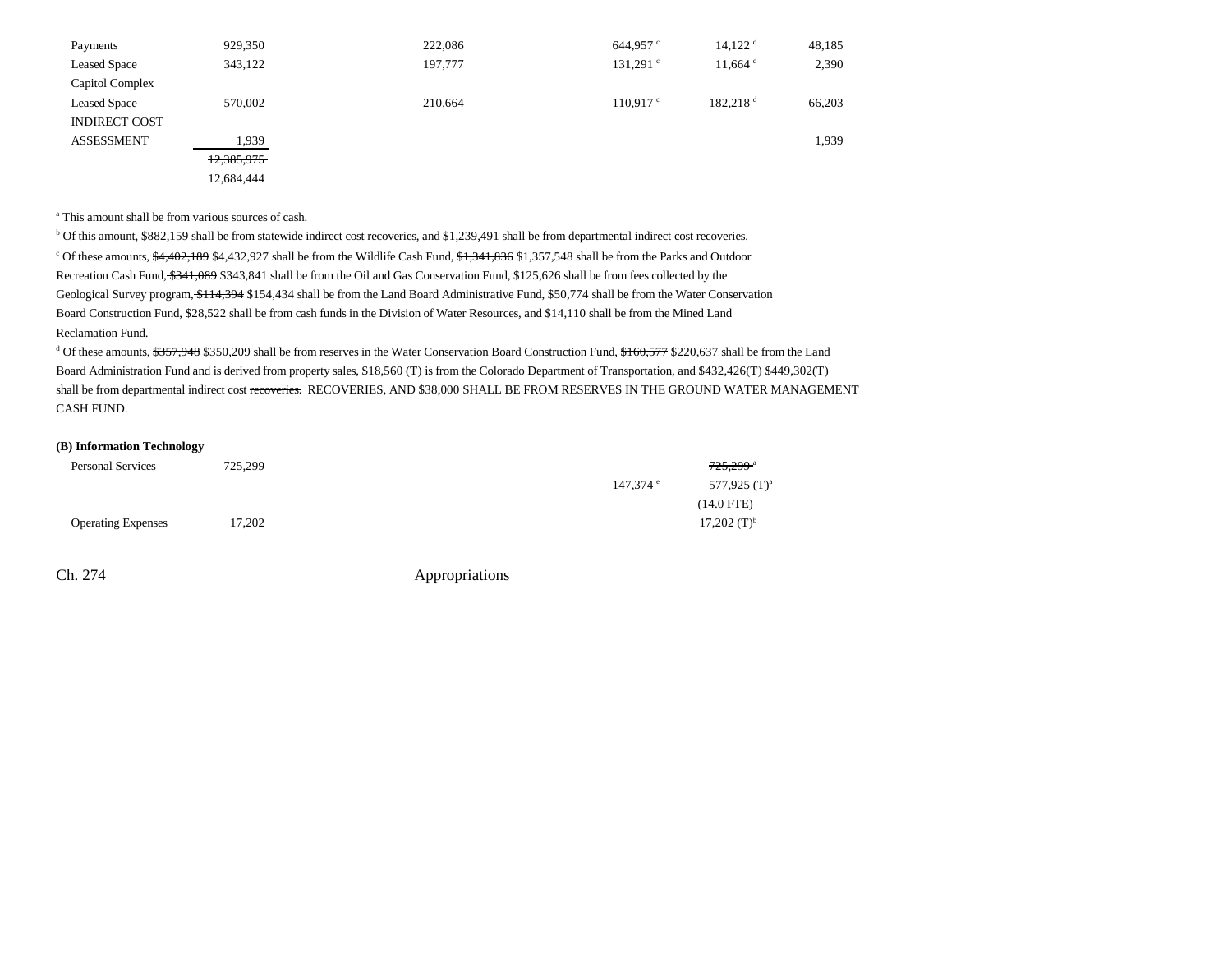| | | | | | | |
|---|---|---|---|---|---|---|
| Payments | 929,350 | 222,086 | | 644,957 [c] | 14,122 [d] | 48,185 |
| Leased Space | 343,122 | 197,777 | | 131,291 [c] | 11,664 [d] | 2,390 |
| Capitol Complex Leased Space | 570,002 | 210,664 | | 110,917 [c] | 182,218 [d] | 66,203 |
| INDIRECT COST ASSESSMENT | 1,939 | | | | | 1,939 |
| | ~~12,385,975~~ 12,684,444 | | | | | |

[a] This amount shall be from various sources of cash.

[b] Of this amount, $882,159 shall be from statewide indirect cost recoveries, and $1,239,491 shall be from departmental indirect cost recoveries.

[c] Of these amounts, ~~$4,402,189~~ $4,432,927 shall be from the Wildlife Cash Fund, ~~$1,341,836~~ $1,357,548 shall be from the Parks and Outdoor Recreation Cash Fund, ~~$341,089~~ $343,841 shall be from the Oil and Gas Conservation Fund, $125,626 shall be from fees collected by the Geological Survey program, ~~$114,394~~ $154,434 shall be from the Land Board Administrative Fund, $50,774 shall be from the Water Conservation Board Construction Fund, $28,522 shall be from cash funds in the Division of Water Resources, and $14,110 shall be from the Mined Land Reclamation Fund.

[d] Of these amounts, ~~$357,948~~ $350,209 shall be from reserves in the Water Conservation Board Construction Fund, ~~$160,577~~ $220,637 shall be from the Land Board Administration Fund and is derived from property sales, $18,560 (T) is from the Colorado Department of Transportation, and ~~$432,426(T)~~ $449,302(T) shall be from departmental indirect cost ~~recoveries.~~ RECOVERIES, AND $38,000 SHALL BE FROM RESERVES IN THE GROUND WATER MANAGEMENT CASH FUND.

**(B) Information Technology**

| | | | | | |
|---|---|---|---|---|---|
| Personal Services | 725,299 | | | 147,374 [e] | ~~725,299 [a]~~ 577,925 (T)[a] (14.0 FTE) |
| Operating Expenses | 17,202 | | | | 17,202 (T)[b] |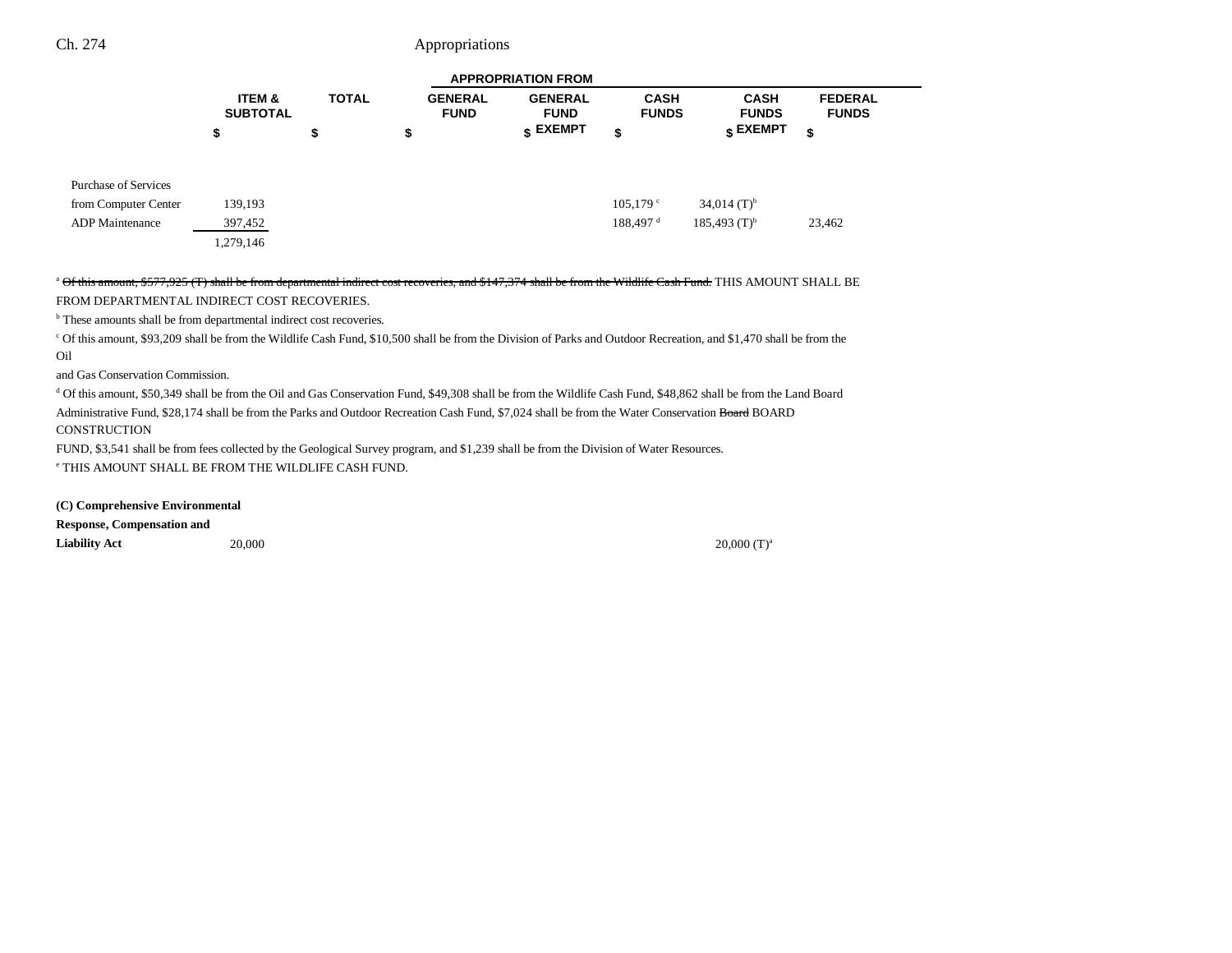| | ITEM & SUBTOTAL | TOTAL | GENERAL FUND | GENERAL FUND EXEMPT | CASH FUNDS | CASH FUNDS EXEMPT | FEDERAL FUNDS |
|---|---|---|---|---|---|---|---|
| | | | APPROPRIATION FROM | | | | |
| | $ | $ | $ | $ | $ | $ | $ |
| Purchase of Services from Computer Center | 139,193 | | | | 105,179 [c] | 34,014 (T)[b] | |
| ADP Maintenance | 397,452 | | | | 188,497 [d] | 185,493 (T)[b] | 23,462 |
| | 1,279,146 | | | | | | |

[a] ~~Of this amount, $577,925 (T) shall be from departmental indirect cost recoveries, and $147,374 shall be from the Wildlife Cash Fund.~~ THIS AMOUNT SHALL BE FROM DEPARTMENTAL INDIRECT COST RECOVERIES.

[b] These amounts shall be from departmental indirect cost recoveries.

[c] Of this amount, $93,209 shall be from the Wildlife Cash Fund, $10,500 shall be from the Division of Parks and Outdoor Recreation, and $1,470 shall be from the Oil and Gas Conservation Commission.

[d] Of this amount, $50,349 shall be from the Oil and Gas Conservation Fund, $49,308 shall be from the Wildlife Cash Fund, $48,862 shall be from the Land Board Administrative Fund, $28,174 shall be from the Parks and Outdoor Recreation Cash Fund, $7,024 shall be from the Water Conservation ~~Board~~ BOARD CONSTRUCTION FUND, $3,541 shall be from fees collected by the Geological Survey program, and $1,239 shall be from the Division of Water Resources.

[e] THIS AMOUNT SHALL BE FROM THE WILDLIFE CASH FUND.

| | ITEM & SUBTOTAL | TOTAL | GENERAL FUND | GENERAL FUND EXEMPT | CASH FUNDS | CASH FUNDS EXEMPT | FEDERAL FUNDS |
|---|---|---|---|---|---|---|---|
| **(C) Comprehensive Environmental Response, Compensation and Liability Act** | | 20,000 | | | | 20,000 (T)[a] | |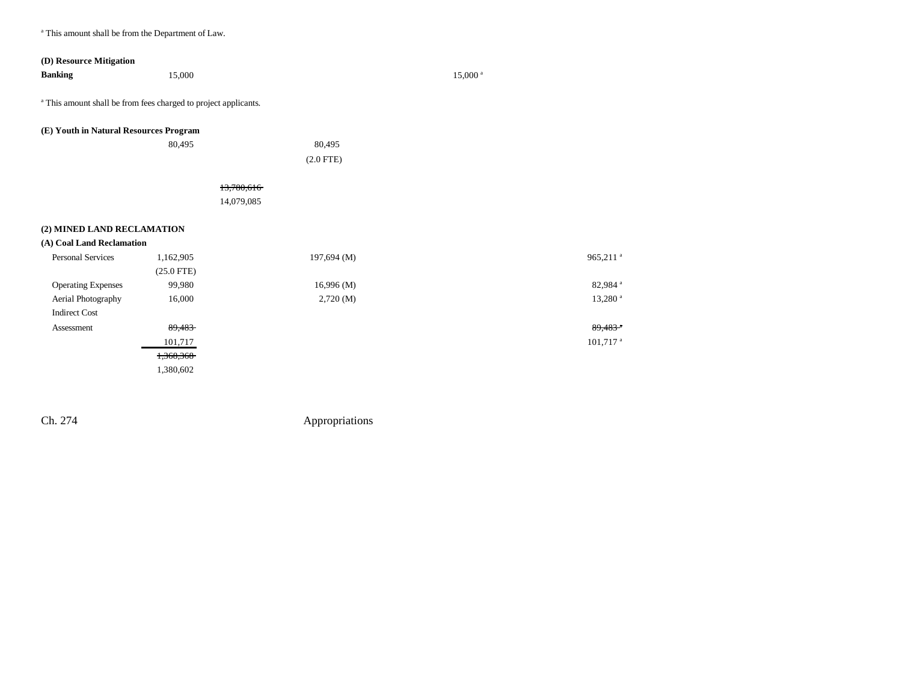[a] This amount shall be from the Department of Law.

**(D) Resource Mitigation Banking**

| | | | | | | |
|---|---|---|---|---|---|---|
| **Banking** | 15,000 | | | 15,000[a] | | |

[a] This amount shall be from fees charged to project applicants.

**(E) Youth in Natural Resources Program**

| | | | | | | |
|---|---|---|---|---|---|---|
| | 80,495 | | 80,495 (2.0 FTE) | | | |
| | | ~~13,780,616~~ 14,079,085 | | | | |

**(2) MINED LAND RECLAMATION**

**(A) Coal Land Reclamation**

| | | | | | | |
|---|---|---|---|---|---|---|
| Personal Services | 1,162,905 (25.0 FTE) | | 197,694 (M) | | | 965,211[a] |
| Operating Expenses | 99,980 | | 16,996 (M) | | | 82,984[a] |
| Aerial Photography | 16,000 | | 2,720 (M) | | | 13,280[a] |
| Indirect Cost Assessment | ~~89,483~~ 101,717 | | | | | ~~89,483~~[a] 101,717[a] |
| | ~~1,368,368~~ 1,380,602 | | | | | |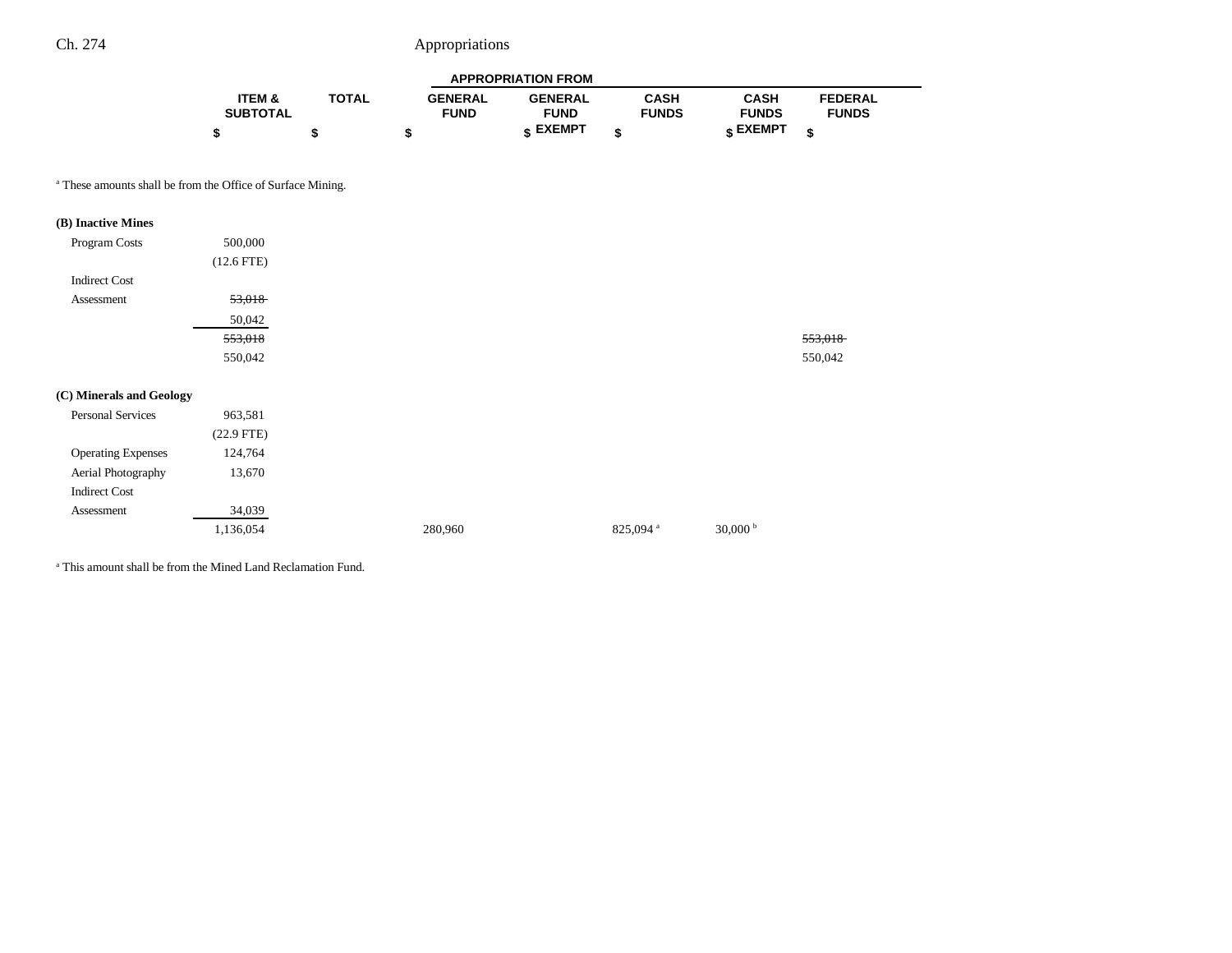| | ITEM & SUBTOTAL | TOTAL | APPROPRIATION FROM GENERAL FUND | GENERAL FUND EXEMPT | CASH FUNDS | CASH FUNDS EXEMPT | FEDERAL FUNDS |
|---|---|---|---|---|---|---|---|
| | $ | $ | $ | $ | $ | $ | $ |

[a] These amounts shall be from the Office of Surface Mining.

| | ITEM & SUBTOTAL | TOTAL | GENERAL FUND | GENERAL FUND EXEMPT | CASH FUNDS | CASH FUNDS EXEMPT | FEDERAL FUNDS |
|---|---|---|---|---|---|---|---|
| **(B) Inactive Mines** | | | | | | | |
| Program Costs | 500,000 | | | | | | |
| | (12.6 FTE) | | | | | | |
| Indirect Cost Assessment | ~~53,018~~ 50,042 | | | | | | |
| | ~~553,018~~ 550,042 | | | | | | ~~553,018~~ 550,042 |
| **(C) Minerals and Geology** | | | | | | | |
| Personal Services | 963,581 | | | | | | |
| | (22.9 FTE) | | | | | | |
| Operating Expenses | 124,764 | | | | | | |
| Aerial Photography | 13,670 | | | | | | |
| Indirect Cost Assessment | 34,039 | | | | | | |
| | 1,136,054 | | 280,960 | | 825,094[a] | 30,000[b] | |

[a] This amount shall be from the Mined Land Reclamation Fund.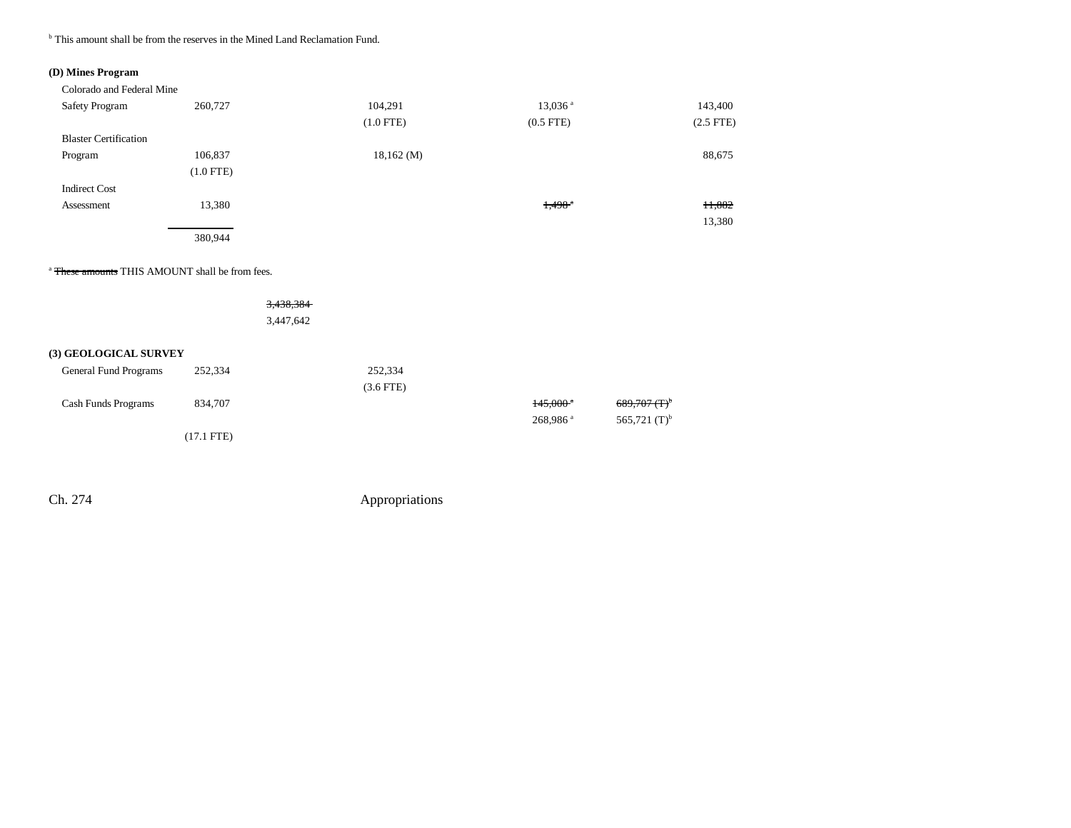[b] This amount shall be from the reserves in the Mined Land Reclamation Fund.

**(D) Mines Program**

| | | | | | | |
|---|---|---|---|---|---|---|
| Colorado and Federal Mine Safety Program | 260,727 | | 104,291 (1.0 FTE) | 13,036 [a] (0.5 FTE) | | 143,400 (2.5 FTE) |
| Blaster Certification Program | 106,837 (1.0 FTE) | | 18,162 (M) | | | 88,675 |
| Indirect Cost Assessment | 13,380 | | | ~~1,498~~ [a] | | ~~11,882~~ 13,380 |
| | 380,944 | | | | | |

[a] ~~These amounts~~ THIS AMOUNT shall be from fees.

| | | | | | | |
|---|---|---|---|---|---|---|
| | | ~~3,438,384~~ 3,447,642 | | | | |

**(3) GEOLOGICAL SURVEY**

| | | | | | | |
|---|---|---|---|---|---|---|
| General Fund Programs | 252,334 | | 252,334 (3.6 FTE) | | | |
| Cash Funds Programs | 834,707 (17.1 FTE) | | | ~~145,000~~ [a] 268,986 [a] | ~~689,707 (T)~~[b] 565,721 (T)[b] | |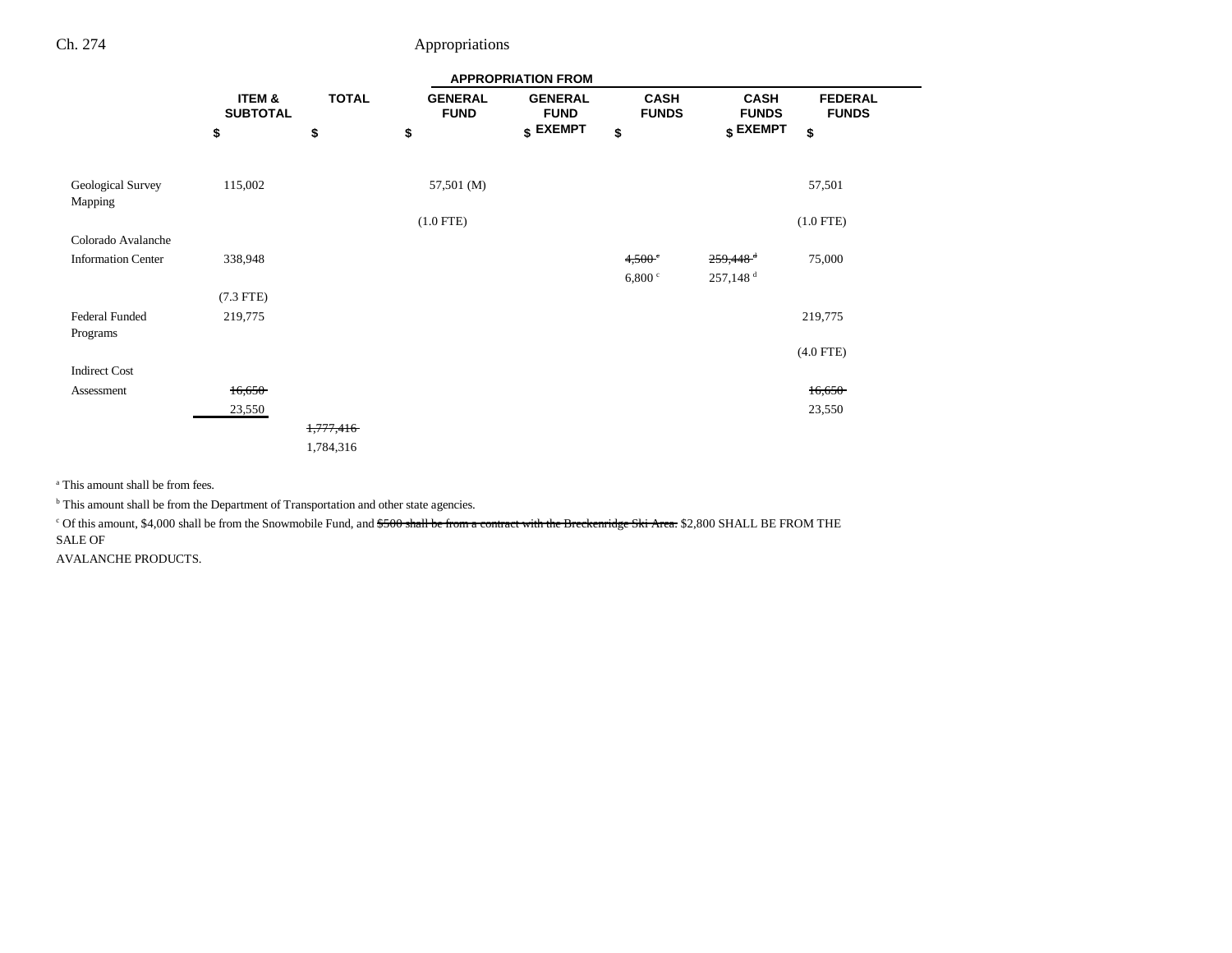| | ITEM & SUBTOTAL | TOTAL | APPROPRIATION FROM GENERAL FUND | GENERAL FUND EXEMPT | CASH FUNDS | CASH FUNDS EXEMPT | FEDERAL FUNDS |
|---|---|---|---|---|---|---|---|
| | $ | $ | $ | $ | $ | $ | $ |
| Geological Survey Mapping | 115,002 | | 57,501 (M) | | | | 57,501 |
| | | | (1.0 FTE) | | | | (1.0 FTE) |
| Colorado Avalanche Information Center | 338,948 | | | | ~~4,500~~[c] 6,800[c] | ~~259,448~~[d] 257,148[d] | 75,000 |
| | (7.3 FTE) | | | | | | |
| Federal Funded Programs | 219,775 | | | | | | 219,775 |
| | | | | | | | (4.0 FTE) |
| Indirect Cost Assessment | ~~16,650~~ 23,550 | | | | | | ~~16,650~~ 23,550 |
| | | ~~1,777,416~~ 1,784,316 | | | | | |

[a] This amount shall be from fees.

[b] This amount shall be from the Department of Transportation and other state agencies.

[c] Of this amount, $4,000 shall be from the Snowmobile Fund, and ~~$500 shall be from a contract with the Breckenridge Ski Area.~~ $2,800 SHALL BE FROM THE SALE OF AVALANCHE PRODUCTS.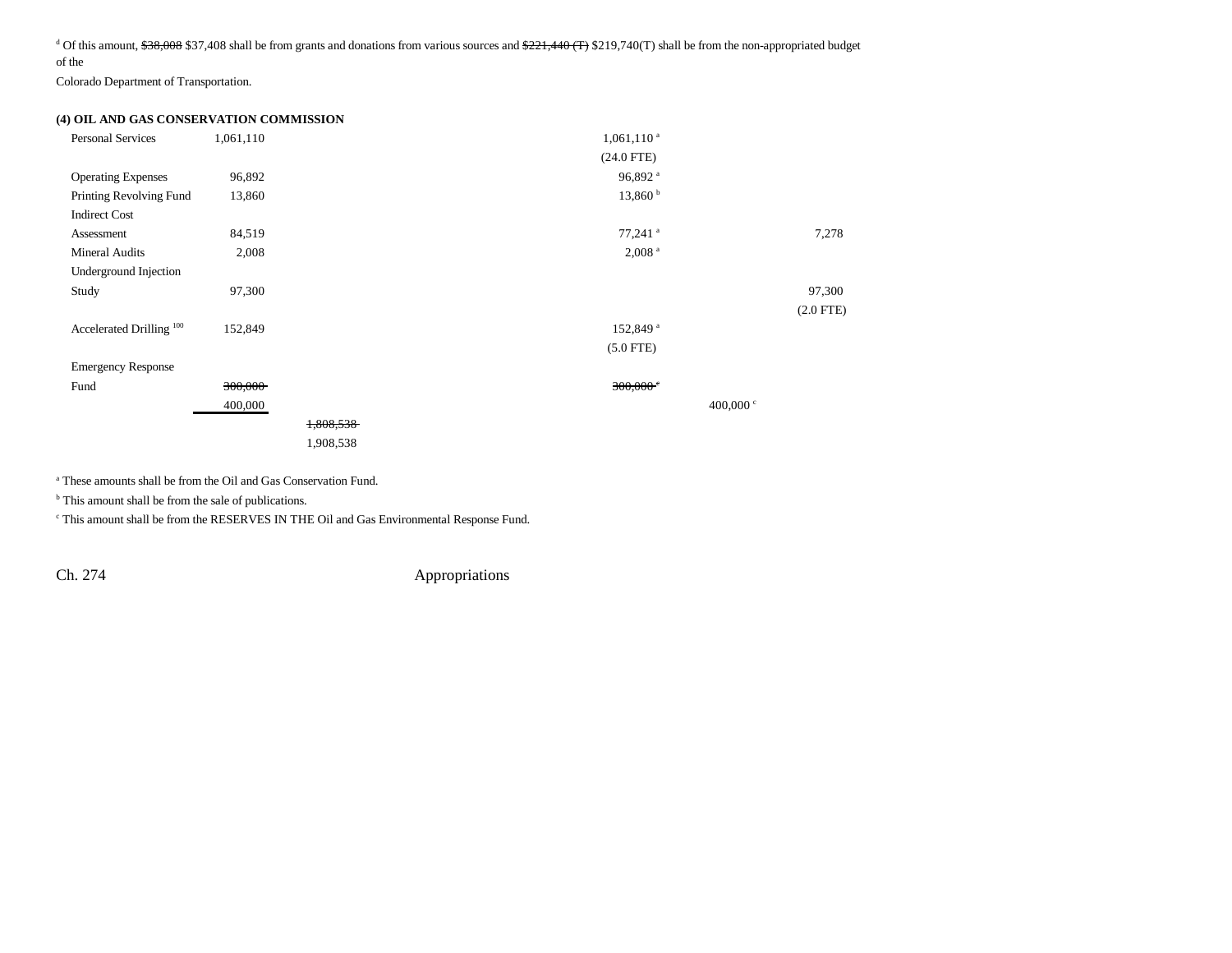[d] Of this amount, ~~$38,008~~ $37,408 shall be from grants and donations from various sources and ~~$221,440 (T)~~ $219,740(T) shall be from the non-appropriated budget of the Colorado Department of Transportation.

**(4) OIL AND GAS CONSERVATION COMMISSION**

| | | | | | |
|---|---|---|---|---|---|
| Personal Services | 1,061,110 | | 1,061,110 [a] | | |
| | | | (24.0 FTE) | | |
| Operating Expenses | 96,892 | | 96,892 [a] | | |
| Printing Revolving Fund | 13,860 | | 13,860 [b] | | |
| Indirect Cost Assessment | 84,519 | | 77,241 [a] | | 7,278 |
| Mineral Audits | 2,008 | | 2,008 [a] | | |
| Underground Injection Study | 97,300 | | | | 97,300 |
| | | | | | (2.0 FTE) |
| Accelerated Drilling [100] | 152,849 | | 152,849 [a] | | |
| | | | (5.0 FTE) | | |
| Emergency Response Fund | ~~300,000~~ | | ~~300,000 [c]~~ | | |
| | 400,000 | | | 400,000 [c] | |
| | | ~~1,808,538~~ | | | |
| | | 1,908,538 | | | |

[a] These amounts shall be from the Oil and Gas Conservation Fund.

[b] This amount shall be from the sale of publications.

[c] This amount shall be from the RESERVES IN THE Oil and Gas Environmental Response Fund.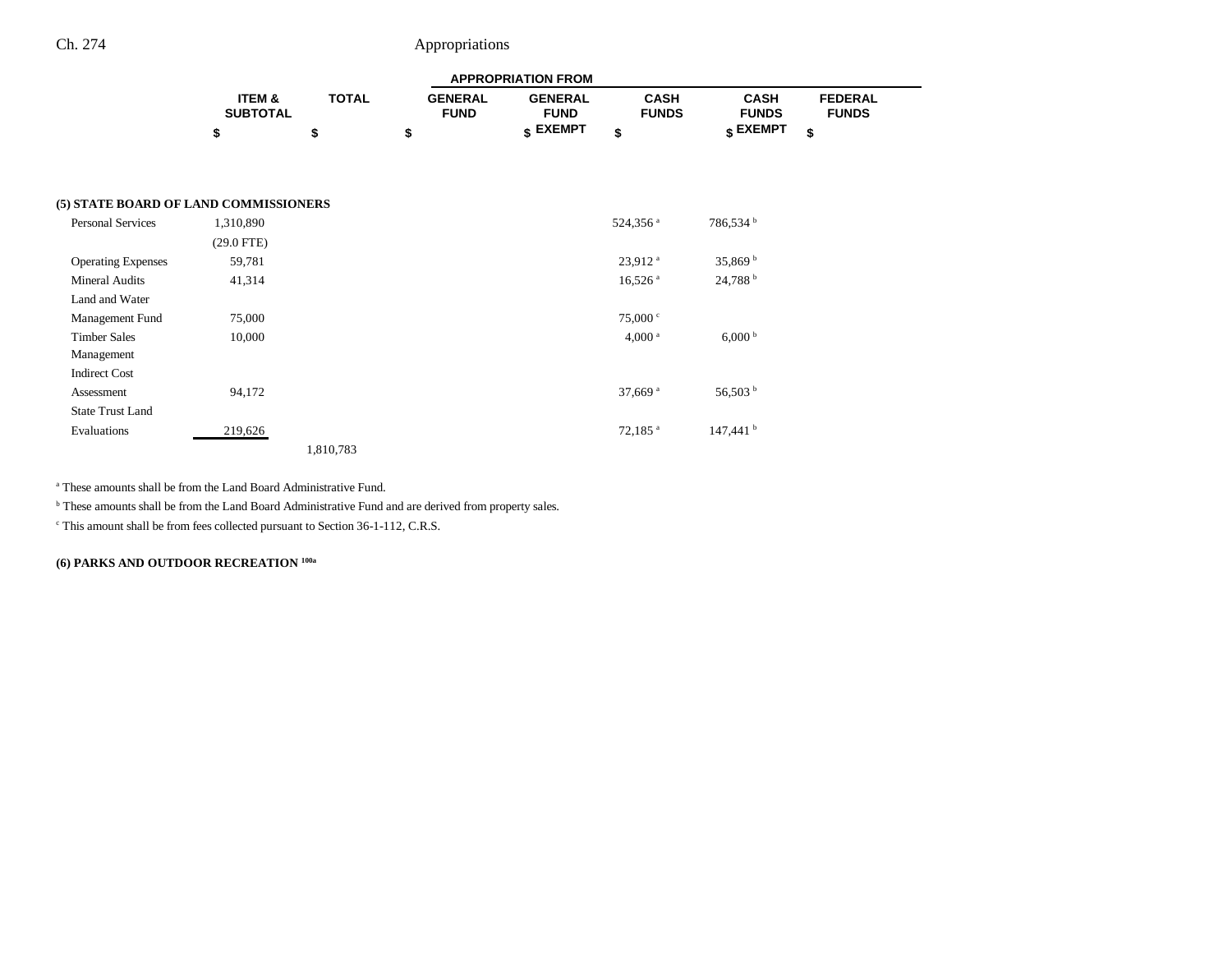| | ITEM & SUBTOTAL | TOTAL | APPROPRIATION FROM GENERAL FUND | GENERAL FUND EXEMPT | CASH FUNDS | CASH FUNDS EXEMPT | FEDERAL FUNDS |
|---|---|---|---|---|---|---|---|
| | $ | $ | $ | $ | $ | $ | $ |
| **(5) STATE BOARD OF LAND COMMISSIONERS** | | | | | | | |
| Personal Services | 1,310,890 | | | | 524,356[a] | 786,534[b] | |
| | (29.0 FTE) | | | | | | |
| Operating Expenses | 59,781 | | | | 23,912[a] | 35,869[b] | |
| Mineral Audits | 41,314 | | | | 16,526[a] | 24,788[b] | |
| Land and Water Management Fund | 75,000 | | | | 75,000[c] | | |
| Timber Sales | 10,000 | | | | 4,000[a] | 6,000[b] | |
| Management Indirect Cost Assessment | 94,172 | | | | 37,669[a] | 56,503[b] | |
| State Trust Land Evaluations | 219,626 | | | | 72,185[a] | 147,441[b] | |
| | | 1,810,783 | | | | | |

[a] These amounts shall be from the Land Board Administrative Fund.

[b] These amounts shall be from the Land Board Administrative Fund and are derived from property sales.

[c] This amount shall be from fees collected pursuant to Section 36-1-112, C.R.S.

**(6) PARKS AND OUTDOOR RECREATION [100a]**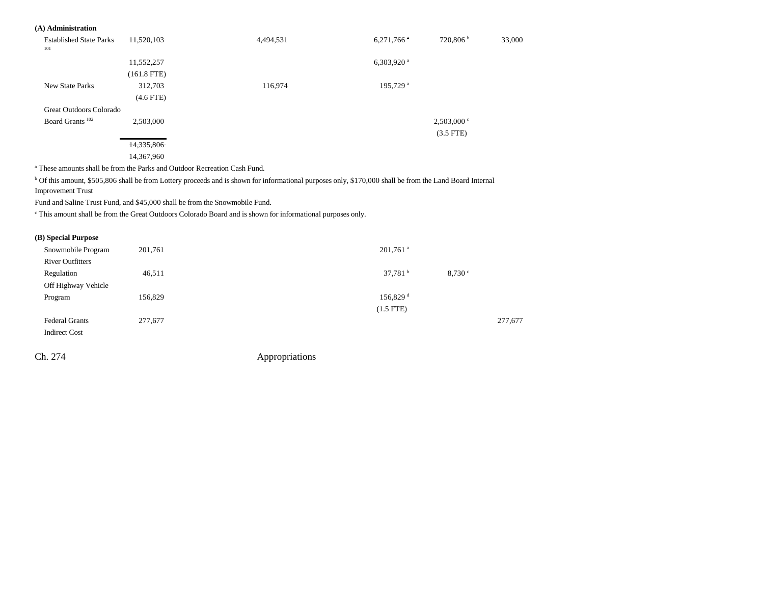**(A) Administration**

| | | | | | |
|---|---|---|---|---|---|
| Established State Parks [101] | ~~11,520,103~~ | 4,494,531 | ~~6,271,766~~ [a] | 720,806 [b] | 33,000 |
| | 11,552,257 | | 6,303,920 [a] | | |
| | (161.8 FTE) | | | | |
| New State Parks | 312,703 | 116,974 | 195,729 [a] | | |
| | (4.6 FTE) | | | | |
| Great Outdoors Colorado Board Grants [102] | 2,503,000 | | | 2,503,000 [c] | |
| | | | | (3.5 FTE) | |
| | ~~14,335,806~~ | | | | |
| | 14,367,960 | | | | |

[a] These amounts shall be from the Parks and Outdoor Recreation Cash Fund.

[b] Of this amount, $505,806 shall be from Lottery proceeds and is shown for informational purposes only, $170,000 shall be from the Land Board Internal Improvement Trust Fund and Saline Trust Fund, and $45,000 shall be from the Snowmobile Fund.

[c] This amount shall be from the Great Outdoors Colorado Board and is shown for informational purposes only.

**(B) Special Purpose**

| | | | | | |
|---|---|---|---|---|---|
| Snowmobile Program | 201,761 | | 201,761 [a] | | |
| River Outfitters Regulation | 46,511 | | 37,781 [b] | 8,730 [c] | |
| Off Highway Vehicle Program | 156,829 | | 156,829 [d] | | |
| | | | (1.5 FTE) | | |
| Federal Grants | 277,677 | | | | 277,677 |
| Indirect Cost | | | | | |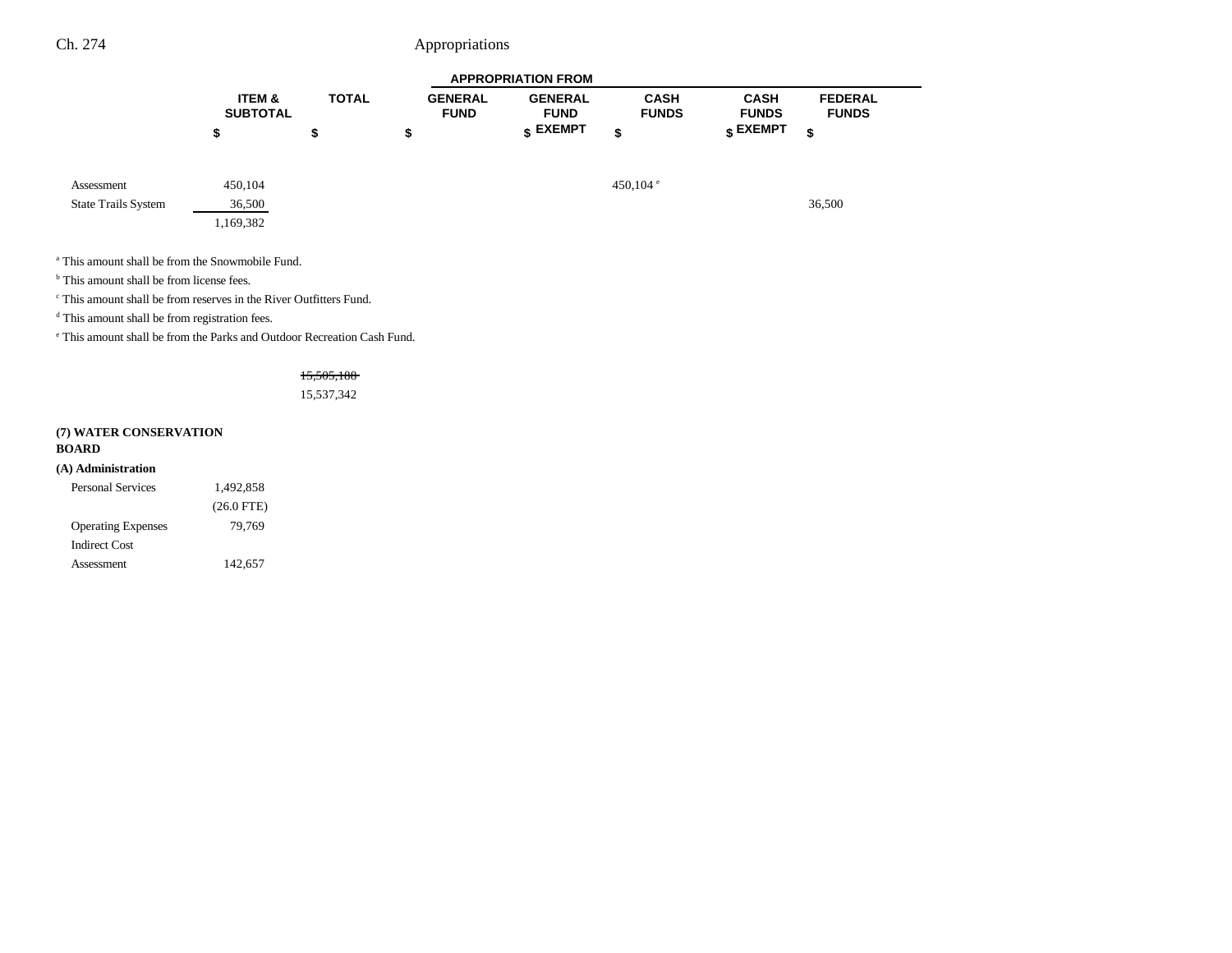| | ITEM & SUBTOTAL | TOTAL | GENERAL FUND | GENERAL FUND EXEMPT | CASH FUNDS | CASH FUNDS EXEMPT | FEDERAL FUNDS |
|---|---|---|---|---|---|---|---|
| | | | APPROPRIATION FROM | | | | |
| | $ | $ | $ | $ | $ | $ | $ |
| Assessment | 450,104 | | | | 450,104[e] | | |
| State Trails System | 36,500 | | | | | | 36,500 |
| | 1,169,382 | | | | | | |

[a] This amount shall be from the Snowmobile Fund.

[b] This amount shall be from license fees.

[c] This amount shall be from reserves in the River Outfitters Fund.

[d] This amount shall be from registration fees.

[e] This amount shall be from the Parks and Outdoor Recreation Cash Fund.

| | ITEM & SUBTOTAL | TOTAL | GENERAL FUND | GENERAL FUND EXEMPT | CASH FUNDS | CASH FUNDS EXEMPT | FEDERAL FUNDS |
|---|---|---|---|---|---|---|---|
| | | ~~15,505,180~~ | | | | | |
| | | 15,537,342 | | | | | |
| **(7) WATER CONSERVATION BOARD** | | | | | | | |
| **(A) Administration** | | | | | | | |
| Personal Services | 1,492,858 | | | | | | |
| | (26.0 FTE) | | | | | | |
| Operating Expenses | 79,769 | | | | | | |
| Indirect Cost Assessment | 142,657 | | | | | | |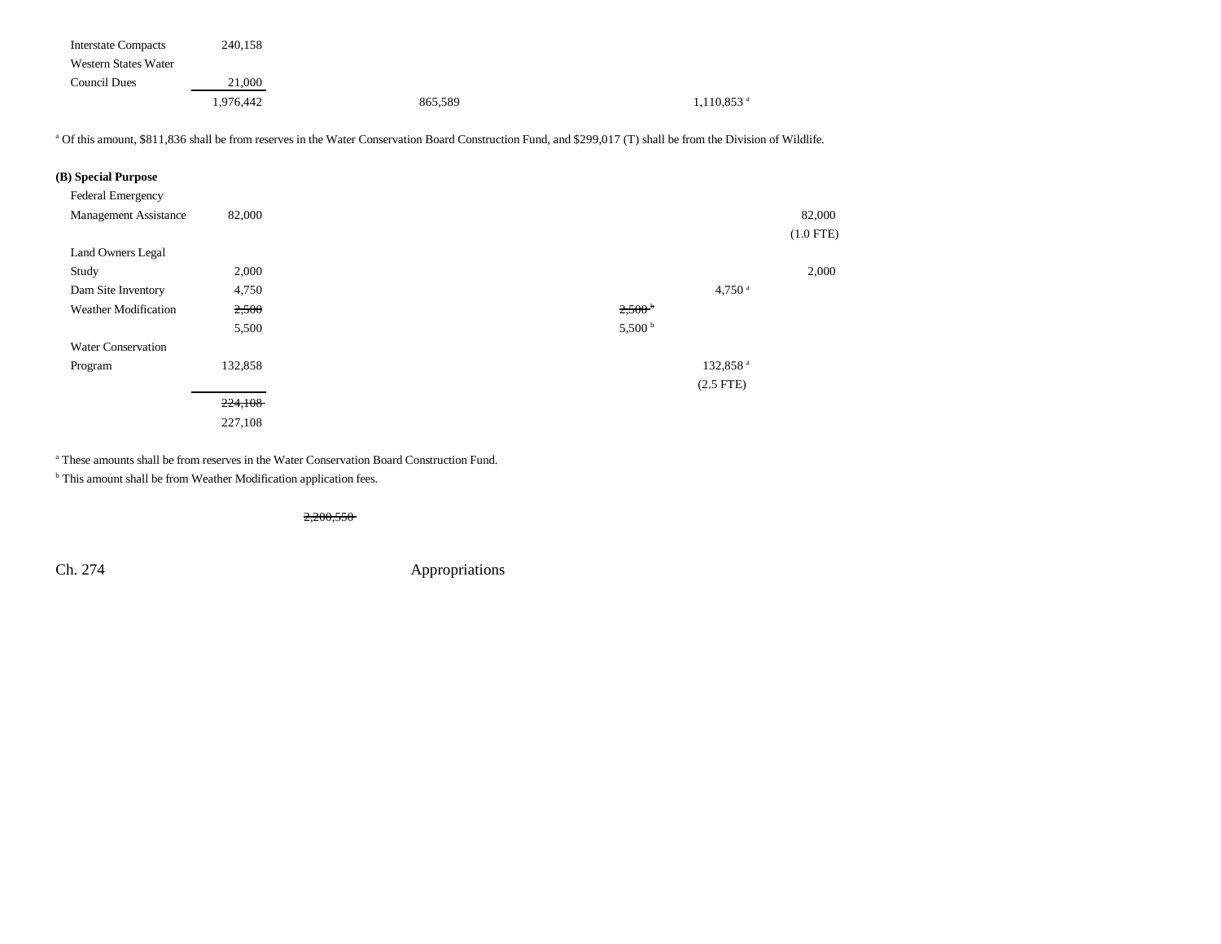| | | | | | |
|---|---|---|---|---|---|
| Interstate Compacts | 240,158 | | | | |
| Western States Water Council Dues | 21,000 | | | | |
| | 1,976,442 | 865,589 | | 1,110,853[a] | |

[a] Of this amount, $811,836 shall be from reserves in the Water Conservation Board Construction Fund, and $299,017 (T) shall be from the Division of Wildlife.

**(B) Special Purpose**

| | | | | | |
|---|---|---|---|---|---|
| Federal Emergency Management Assistance | 82,000 | | | | 82,000<br>(1.0 FTE) |
| Land Owners Legal Study | 2,000 | | | | 2,000 |
| Dam Site Inventory | 4,750 | | | 4,750[a] | |
| Weather Modification | ~~2,500~~<br>5,500 | | ~~2,500[b]~~<br>5,500[b] | | |
| Water Conservation Program | 132,858 | | | 132,858[a]<br>(2.5 FTE) | |
| | ~~224,108~~<br>227,108 | | | | |

[a] These amounts shall be from reserves in the Water Conservation Board Construction Fund.
[b] This amount shall be from Weather Modification application fees.

~~2,200,550~~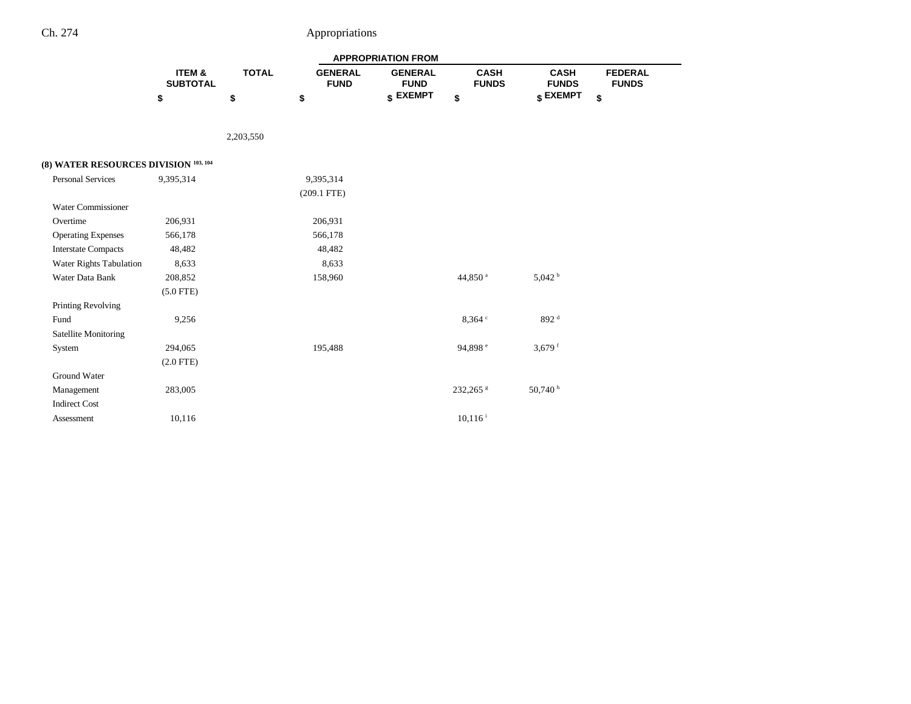| | ITEM & SUBTOTAL | TOTAL | APPROPRIATION FROM GENERAL FUND | GENERAL FUND EXEMPT | CASH FUNDS | CASH FUNDS EXEMPT | FEDERAL FUNDS |
|---|---|---|---|---|---|---|---|
| | $ | $ | $ | $ | $ | $ | $ |
| | | 2,203,550 | | | | | |
| **(8) WATER RESOURCES DIVISION** [103, 104] | | | | | | | |
| Personal Services | 9,395,314 | | 9,395,314 | | | | |
| | | | (209.1 FTE) | | | | |
| Water Commissioner Overtime | 206,931 | | 206,931 | | | | |
| Operating Expenses | 566,178 | | 566,178 | | | | |
| Interstate Compacts | 48,482 | | 48,482 | | | | |
| Water Rights Tabulation | 8,633 | | 8,633 | | | | |
| Water Data Bank | 208,852 | | 158,960 | | 44,850 [a] | 5,042 [b] | |
| | (5.0 FTE) | | | | | | |
| Printing Revolving Fund | 9,256 | | | | 8,364 [c] | 892 [d] | |
| Satellite Monitoring System | 294,065 | | 195,488 | | 94,898 [e] | 3,679 [f] | |
| | (2.0 FTE) | | | | | | |
| Ground Water Management | 283,005 | | | | 232,265 [g] | 50,740 [h] | |
| Indirect Cost Assessment | 10,116 | | | | 10,116 [i] | | |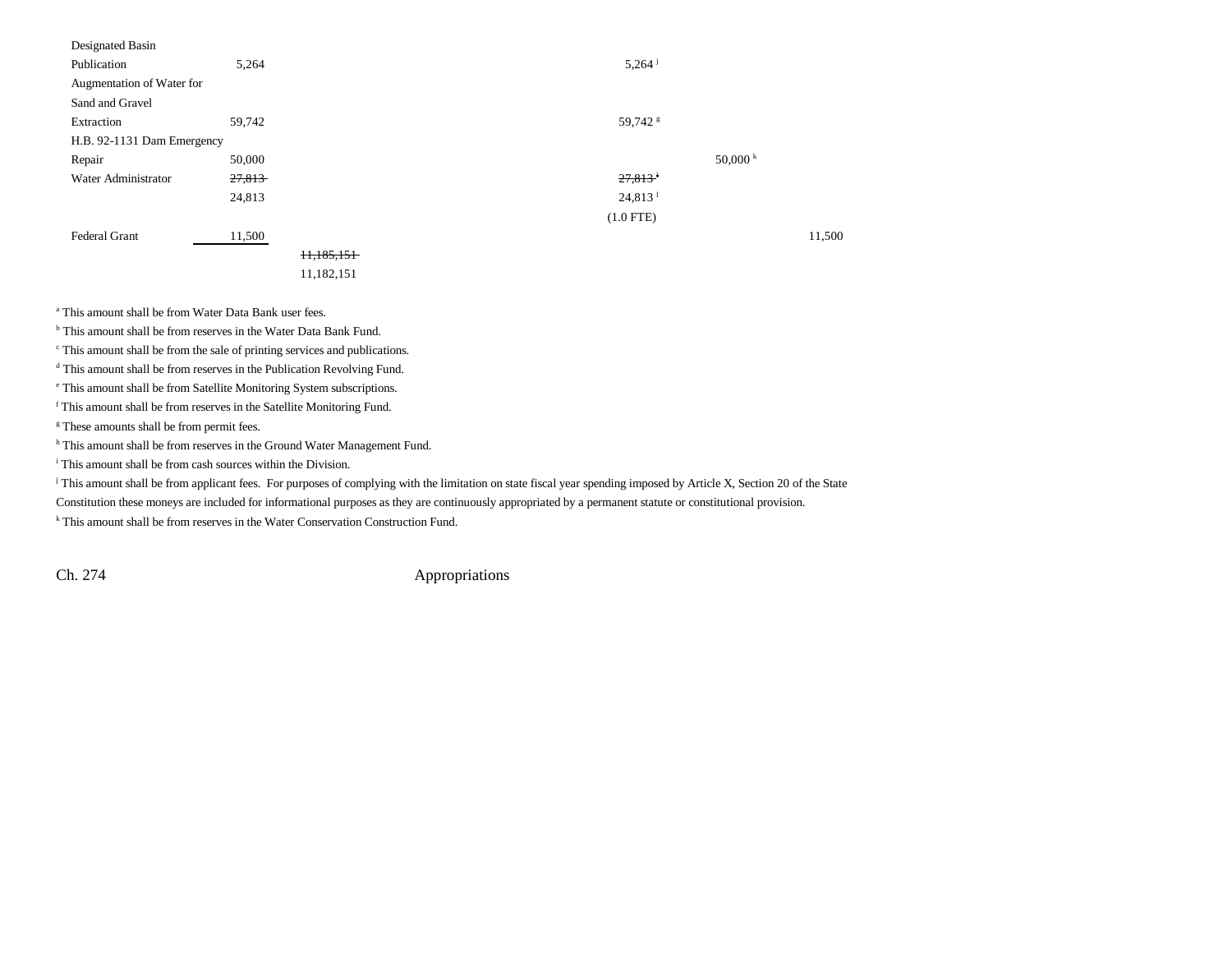| | | | | | | |
|---|---|---|---|---|---|---|
| Designated Basin Publication | 5,264 | | | 5,264 [j] | | |
| Augmentation of Water for Sand and Gravel Extraction | 59,742 | | | 59,742 [g] | | |
| H.B. 92-1131 Dam Emergency Repair | 50,000 | | | | 50,000 [k] | |
| Water Administrator | ~~27,813~~ 24,813 | | | ~~27,813 [i]~~ 24,813 [i] (1.0 FTE) | | |
| Federal Grant | 11,500 | | | | | 11,500 |
| | | ~~11,185,151~~ 11,182,151 | | | | |

[a] This amount shall be from Water Data Bank user fees.
[b] This amount shall be from reserves in the Water Data Bank Fund.
[c] This amount shall be from the sale of printing services and publications.
[d] This amount shall be from reserves in the Publication Revolving Fund.
[e] This amount shall be from Satellite Monitoring System subscriptions.
[f] This amount shall be from reserves in the Satellite Monitoring Fund.
[g] These amounts shall be from permit fees.
[h] This amount shall be from reserves in the Ground Water Management Fund.
[i] This amount shall be from cash sources within the Division.
[j] This amount shall be from applicant fees. For purposes of complying with the limitation on state fiscal year spending imposed by Article X, Section 20 of the State Constitution these moneys are included for informational purposes as they are continuously appropriated by a permanent statute or constitutional provision.
[k] This amount shall be from reserves in the Water Conservation Construction Fund.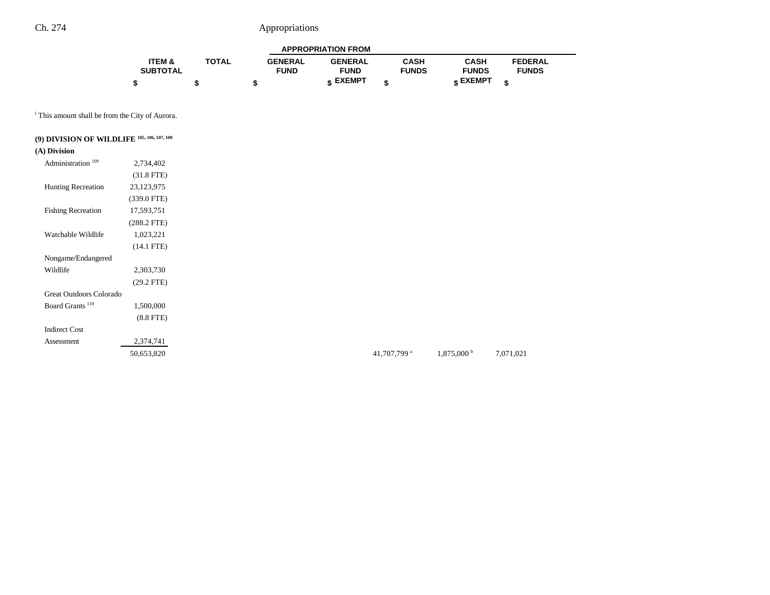| | ITEM & SUBTOTAL | TOTAL | GENERAL FUND | GENERAL FUND EXEMPT | CASH FUNDS | CASH FUNDS EXEMPT | FEDERAL FUNDS |
|---|---|---|---|---|---|---|---|
| | $ | $ | $ | $ | $ | $ | $ |

[l] This amount shall be from the City of Aurora.

**(9) DIVISION OF WILDLIFE [105, 106, 107, 108]**

**(A) Division**

| | ITEM & SUBTOTAL | TOTAL | GENERAL FUND | GENERAL FUND EXEMPT | CASH FUNDS | CASH FUNDS EXEMPT | FEDERAL FUNDS |
|---|---|---|---|---|---|---|---|
| Administration [109] | 2,734,402 | | | | | | |
| | (31.8 FTE) | | | | | | |
| Hunting Recreation | 23,123,975 | | | | | | |
| | (339.0 FTE) | | | | | | |
| Fishing Recreation | 17,593,751 | | | | | | |
| | (288.2 FTE) | | | | | | |
| Watchable Wildlife | 1,023,221 | | | | | | |
| | (14.1 FTE) | | | | | | |
| Nongame/Endangered Wildlife | 2,303,730 | | | | | | |
| | (29.2 FTE) | | | | | | |
| Great Outdoors Colorado Board Grants [110] | 1,500,000 | | | | | | |
| | (8.8 FTE) | | | | | | |
| Indirect Cost Assessment | 2,374,741 | | | | | | |
| | 50,653,820 | | | | 41,707,799[a] | 1,875,000[b] | 7,071,021 |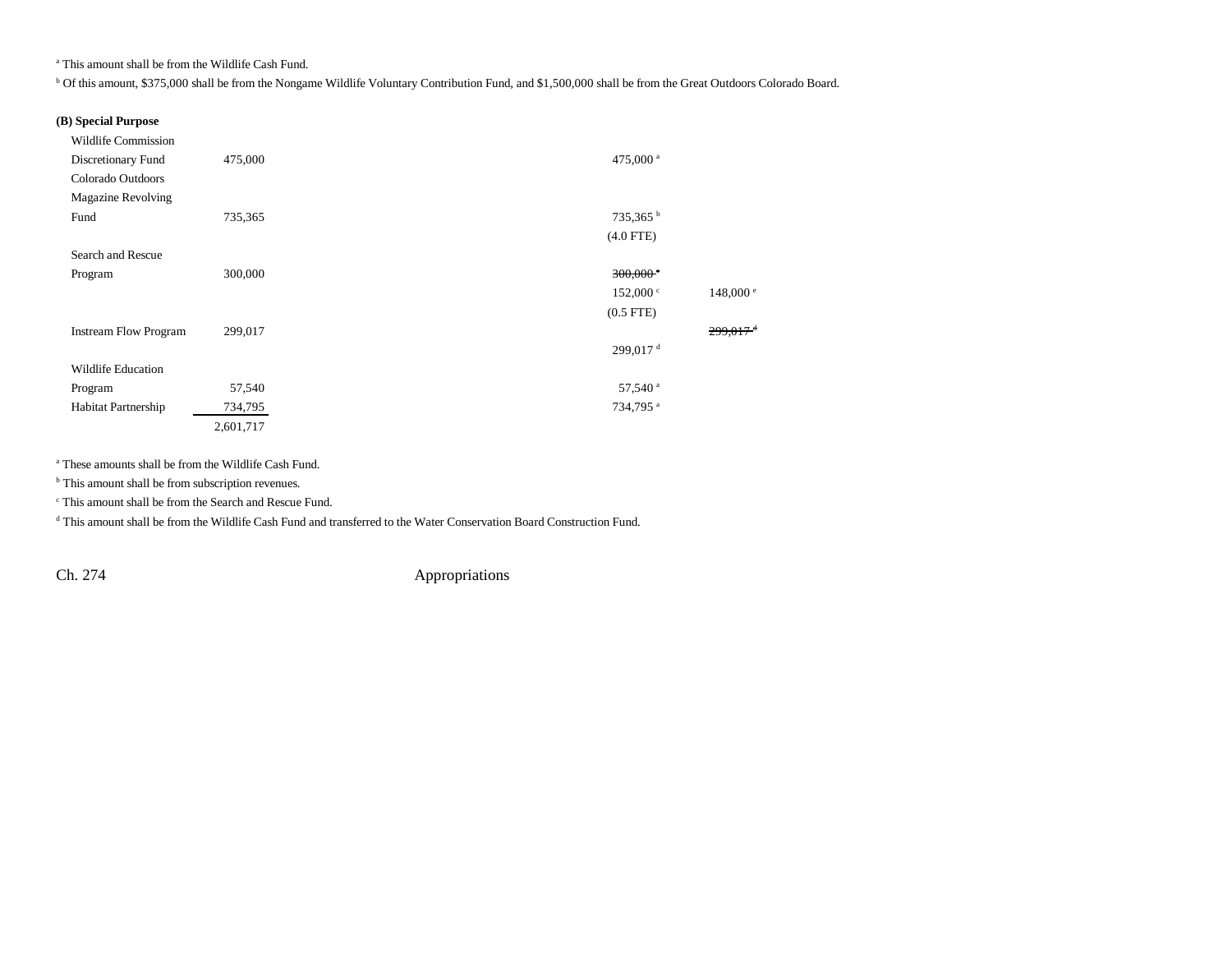[a] This amount shall be from the Wildlife Cash Fund.

[b] Of this amount, $375,000 shall be from the Nongame Wildlife Voluntary Contribution Fund, and $1,500,000 shall be from the Great Outdoors Colorado Board.

**(B) Special Purpose**

| | Total | | | Cash Funds | Cash Funds Exempt |
|---|---|---|---|---|---|
| Wildlife Commission Discretionary Fund | 475,000 | | | 475,000 [a] | |
| Colorado Outdoors Magazine Revolving Fund | 735,365 | | | 735,365 [b] | |
| | | | | (4.0 FTE) | |
| Search and Rescue Program | 300,000 | | | ~~300,000 [c]~~ | |
| | | | | 152,000 [c] | 148,000 [e] |
| | | | | (0.5 FTE) | |
| Instream Flow Program | 299,017 | | | | ~~299,017 [d]~~ |
| | | | | 299,017 [d] | |
| Wildlife Education Program | 57,540 | | | 57,540 [a] | |
| Habitat Partnership | 734,795 | | | 734,795 [a] | |
| | 2,601,717 | | | | |

[a] These amounts shall be from the Wildlife Cash Fund.

[b] This amount shall be from subscription revenues.

[c] This amount shall be from the Search and Rescue Fund.

[d] This amount shall be from the Wildlife Cash Fund and transferred to the Water Conservation Board Construction Fund.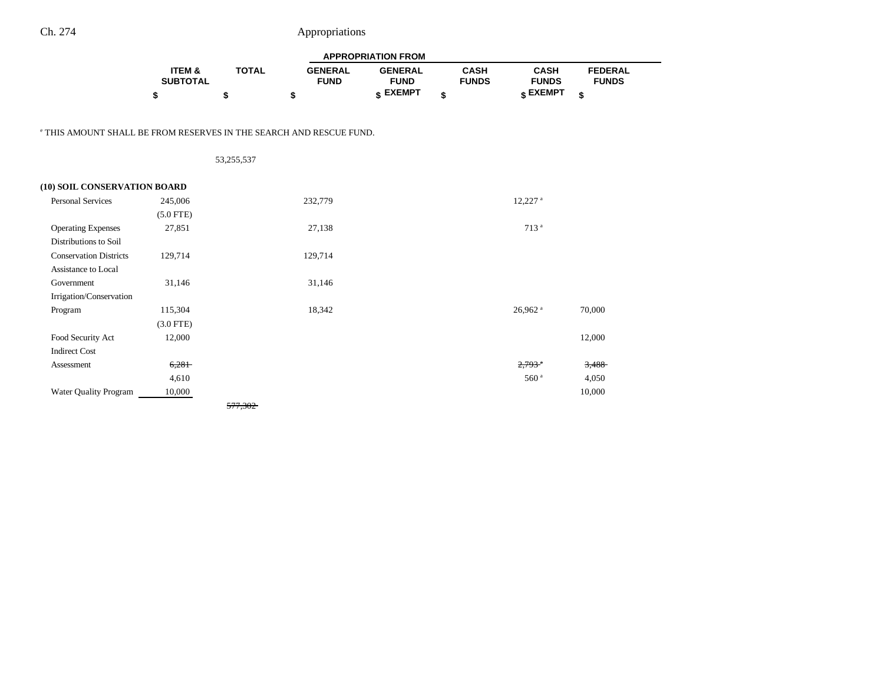| | ITEM & SUBTOTAL | TOTAL | APPROPRIATION FROM GENERAL FUND | GENERAL FUND EXEMPT | CASH FUNDS | CASH FUNDS EXEMPT | FEDERAL FUNDS |
|---|---|---|---|---|---|---|---|
| | $ | $ | $ | $ | $ | $ | $ |

[e] THIS AMOUNT SHALL BE FROM RESERVES IN THE SEARCH AND RESCUE FUND.

| | ITEM & SUBTOTAL | TOTAL | GENERAL FUND | GENERAL FUND EXEMPT | CASH FUNDS | CASH FUNDS EXEMPT | FEDERAL FUNDS |
|---|---|---|---|---|---|---|---|
| | | 53,255,537 | | | | | |
| **(10) SOIL CONSERVATION BOARD** | | | | | | | |
| Personal Services | 245,006 | | 232,779 | | | 12,227 [a] | |
| | (5.0 FTE) | | | | | | |
| Operating Expenses | 27,851 | | 27,138 | | | 713 [a] | |
| Distributions to Soil Conservation Districts | 129,714 | | 129,714 | | | | |
| Assistance to Local Government | 31,146 | | 31,146 | | | | |
| Irrigation/Conservation Program | 115,304 | | 18,342 | | | 26,962 [a] | 70,000 |
| | (3.0 FTE) | | | | | | |
| Food Security Act | 12,000 | | | | | | 12,000 |
| Indirect Cost Assessment | ~~6,281~~ | | | | | ~~2,793~~ [a] | ~~3,488~~ |
| | 4,610 | | | | | 560 [a] | 4,050 |
| Water Quality Program | 10,000 | | | | | | 10,000 |
| | | ~~577,302~~ | | | | | |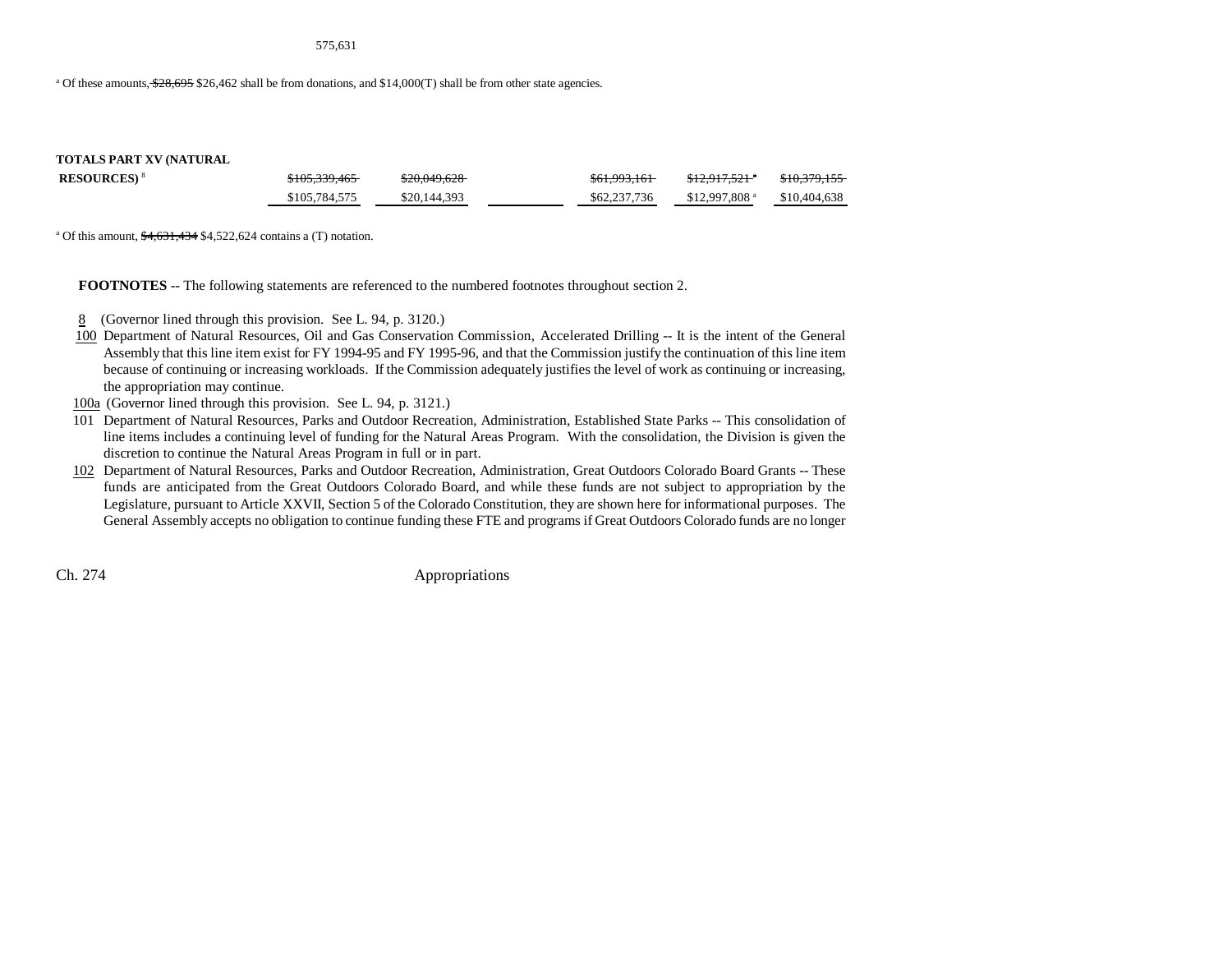575,631

[a] Of these amounts, ~~$28,695~~ $26,462 shall be from donations, and $14,000(T) shall be from other state agencies.

| | | | | | | |
|---|---|---|---|---|---|---|
| **TOTALS PART XV (NATURAL RESOURCES)** [8] | ~~$105,339,465~~ | ~~$20,049,628~~ | | ~~$61,993,161~~ | ~~$12,917,521~~ [a] | ~~$10,379,155~~ |
| | $105,784,575 | $20,144,393 | | $62,237,736 | $12,997,808 [a] | $10,404,638 |

[a] Of this amount, ~~$4,631,434~~ $4,522,624 contains a (T) notation.

**FOOTNOTES** -- The following statements are referenced to the numbered footnotes throughout section 2.

8 (Governor lined through this provision. See L. 94, p. 3120.)

100 Department of Natural Resources, Oil and Gas Conservation Commission, Accelerated Drilling -- It is the intent of the General Assembly that this line item exist for FY 1994-95 and FY 1995-96, and that the Commission justify the continuation of this line item because of continuing or increasing workloads. If the Commission adequately justifies the level of work as continuing or increasing, the appropriation may continue.

100a (Governor lined through this provision. See L. 94, p. 3121.)

101 Department of Natural Resources, Parks and Outdoor Recreation, Administration, Established State Parks -- This consolidation of line items includes a continuing level of funding for the Natural Areas Program. With the consolidation, the Division is given the discretion to continue the Natural Areas Program in full or in part.

102 Department of Natural Resources, Parks and Outdoor Recreation, Administration, Great Outdoors Colorado Board Grants -- These funds are anticipated from the Great Outdoors Colorado Board, and while these funds are not subject to appropriation by the Legislature, pursuant to Article XXVII, Section 5 of the Colorado Constitution, they are shown here for informational purposes. The General Assembly accepts no obligation to continue funding these FTE and programs if Great Outdoors Colorado funds are no longer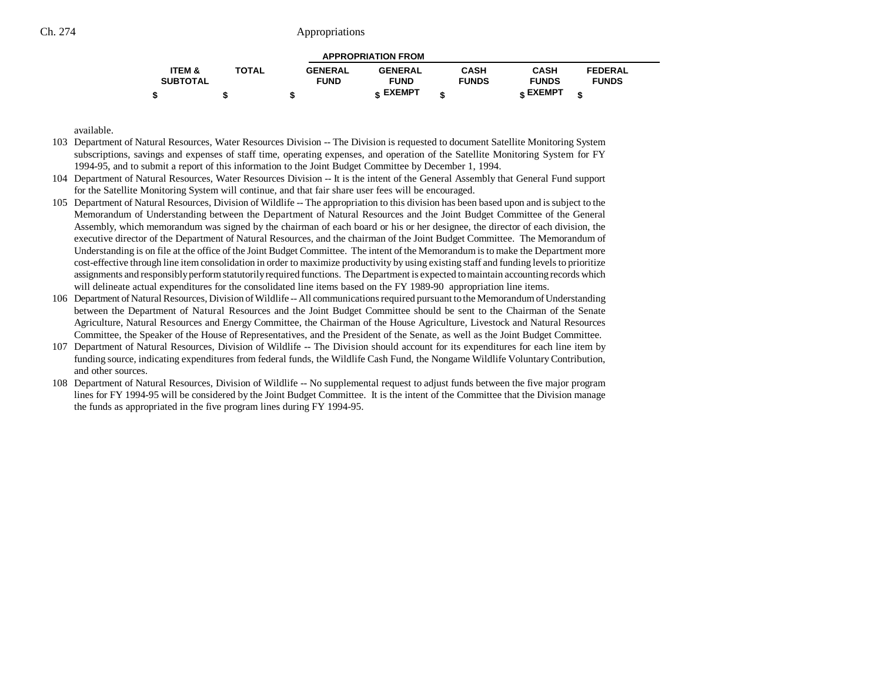| ITEM & SUBTOTAL | TOTAL | APPROPRIATION FROM | | | | |
|---|---|---|---|---|---|---|
| | | GENERAL FUND | GENERAL FUND EXEMPT | CASH FUNDS | CASH FUNDS EXEMPT | FEDERAL FUNDS |
| $ | $ | $ | $ | $ | $ | $ |

available.

103 Department of Natural Resources, Water Resources Division -- The Division is requested to document Satellite Monitoring System subscriptions, savings and expenses of staff time, operating expenses, and operation of the Satellite Monitoring System for FY 1994-95, and to submit a report of this information to the Joint Budget Committee by December 1, 1994.

104 Department of Natural Resources, Water Resources Division -- It is the intent of the General Assembly that General Fund support for the Satellite Monitoring System will continue, and that fair share user fees will be encouraged.

105 Department of Natural Resources, Division of Wildlife -- The appropriation to this division has been based upon and is subject to the Memorandum of Understanding between the Department of Natural Resources and the Joint Budget Committee of the General Assembly, which memorandum was signed by the chairman of each board or his or her designee, the director of each division, the executive director of the Department of Natural Resources, and the chairman of the Joint Budget Committee. The Memorandum of Understanding is on file at the office of the Joint Budget Committee. The intent of the Memorandum is to make the Department more cost-effective through line item consolidation in order to maximize productivity by using existing staff and funding levels to prioritize assignments and responsibly perform statutorily required functions. The Department is expected to maintain accounting records which will delineate actual expenditures for the consolidated line items based on the FY 1989-90 appropriation line items.

106 Department of Natural Resources, Division of Wildlife -- All communications required pursuant to the Memorandum of Understanding between the Department of Natural Resources and the Joint Budget Committee should be sent to the Chairman of the Senate Agriculture, Natural Resources and Energy Committee, the Chairman of the House Agriculture, Livestock and Natural Resources Committee, the Speaker of the House of Representatives, and the President of the Senate, as well as the Joint Budget Committee.

107 Department of Natural Resources, Division of Wildlife -- The Division should account for its expenditures for each line item by funding source, indicating expenditures from federal funds, the Wildlife Cash Fund, the Nongame Wildlife Voluntary Contribution, and other sources.

108 Department of Natural Resources, Division of Wildlife -- No supplemental request to adjust funds between the five major program lines for FY 1994-95 will be considered by the Joint Budget Committee. It is the intent of the Committee that the Division manage the funds as appropriated in the five program lines during FY 1994-95.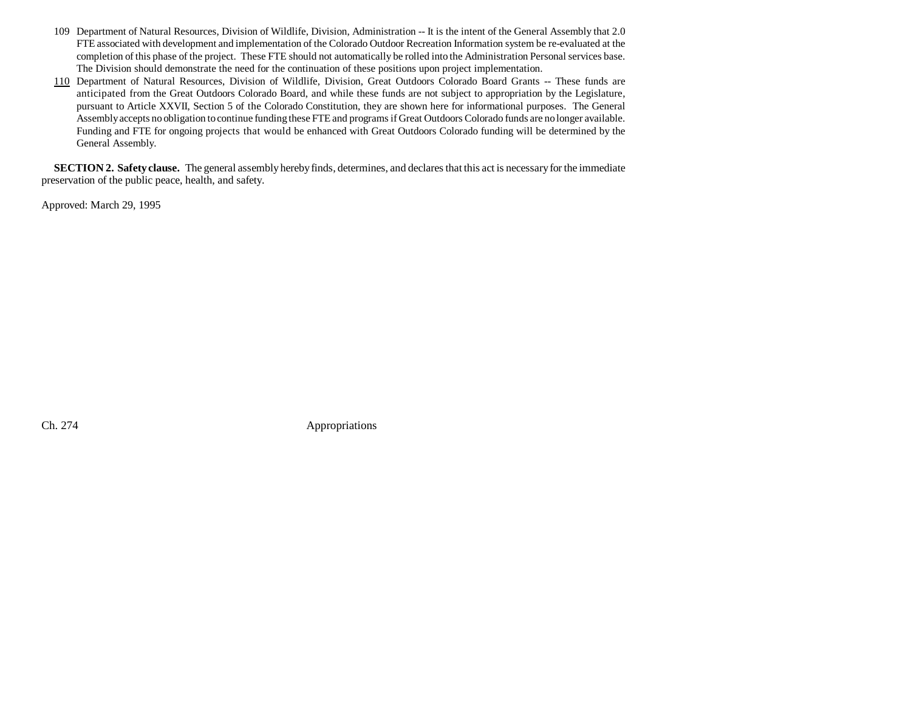109 Department of Natural Resources, Division of Wildlife, Division, Administration -- It is the intent of the General Assembly that 2.0 FTE associated with development and implementation of the Colorado Outdoor Recreation Information system be re-evaluated at the completion of this phase of the project. These FTE should not automatically be rolled into the Administration Personal services base. The Division should demonstrate the need for the continuation of these positions upon project implementation.

110 Department of Natural Resources, Division of Wildlife, Division, Great Outdoors Colorado Board Grants -- These funds are anticipated from the Great Outdoors Colorado Board, and while these funds are not subject to appropriation by the Legislature, pursuant to Article XXVII, Section 5 of the Colorado Constitution, they are shown here for informational purposes. The General Assembly accepts no obligation to continue funding these FTE and programs if Great Outdoors Colorado funds are no longer available. Funding and FTE for ongoing projects that would be enhanced with Great Outdoors Colorado funding will be determined by the General Assembly.

**SECTION 2. Safety clause.** The general assembly hereby finds, determines, and declares that this act is necessary for the immediate preservation of the public peace, health, and safety.

Approved: March 29, 1995